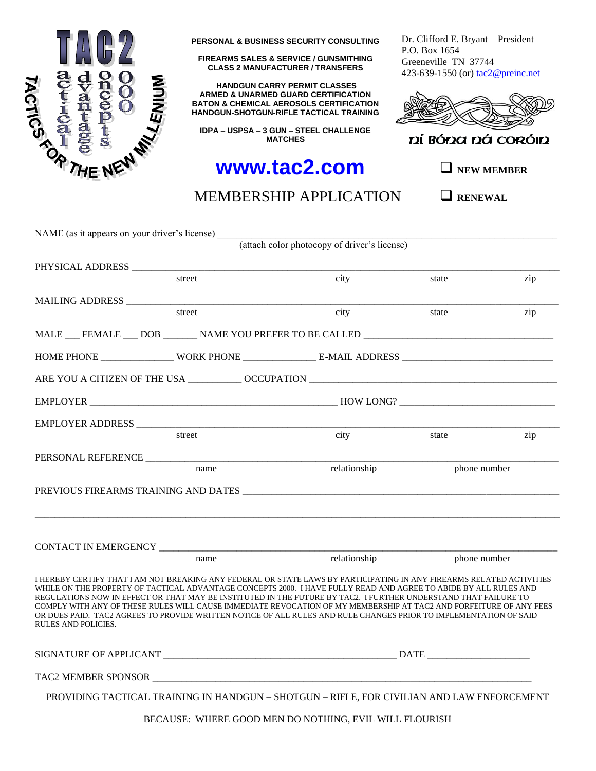TAC2

tactical advantage concepts 2000

TACTICS FOR THE NEW MILLENIUM

**PERSONAL & BUSINESS SECURITY CONSULTING**

**FIREARMS SALES & SERVICE / GUNSMITHING**
**CLASS 2 MANUFACTURER / TRANSFERS**

**HANDGUN CARRY PERMIT CLASSES**
**ARMED & UNARMED GUARD CERTIFICATION**
**BATON & CHEMICAL AEROSOLS CERTIFICATION**
**HANDGUN-SHOTGUN-RIFLE TACTICAL TRAINING**

**IDPA – USPSA – 3 GUN – STEEL CHALLENGE MATCHES**

Dr. Clifford E. Bryant – President
P.O. Box 1654
Greeneville TN 37744
423-639-1550 (or) tac2@preinc.net

ní bóna ná coróin

# www.tac2.com

# MEMBERSHIP APPLICATION

☐ **NEW MEMBER**

☐ **RENEWAL**

NAME (as it appears on your driver's license) ______________________________________________
(attach color photocopy of driver's license)

PHYSICAL ADDRESS ______________________________________________
street city state zip

MAILING ADDRESS ______________________________________________
street city state zip

MALE ___ FEMALE ___ DOB _______ NAME YOU PREFER TO BE CALLED ______________________

HOME PHONE ______________ WORK PHONE ______________ E-MAIL ADDRESS ______________________

ARE YOU A CITIZEN OF THE USA __________ OCCUPATION ______________________________

EMPLOYER ______________________________ HOW LONG? ______________________

EMPLOYER ADDRESS ______________________________________________
street city state zip

PERSONAL REFERENCE ______________________________________________
name relationship phone number

PREVIOUS FIREARMS TRAINING AND DATES ______________________________________________

______________________________________________________________________________

CONTACT IN EMERGENCY ______________________________________________
name relationship phone number

I HEREBY CERTIFY THAT I AM NOT BREAKING ANY FEDERAL OR STATE LAWS BY PARTICIPATING IN ANY FIREARMS RELATED ACTIVITIES WHILE ON THE PROPERTY OF TACTICAL ADVANTAGE CONCEPTS 2000. I HAVE FULLY READ AND AGREE TO ABIDE BY ALL RULES AND REGULATIONS NOW IN EFFECT OR THAT MAY BE INSTITUTED IN THE FUTURE BY TAC2. I FURTHER UNDERSTAND THAT FAILURE TO COMPLY WITH ANY OF THESE RULES WILL CAUSE IMMEDIATE REVOCATION OF MY MEMBERSHIP AT TAC2 AND FORFEITURE OF ANY FEES OR DUES PAID. TAC2 AGREES TO PROVIDE WRITTEN NOTICE OF ALL RULES AND RULE CHANGES PRIOR TO IMPLEMENTATION OF SAID RULES AND POLICIES.

SIGNATURE OF APPLICANT ______________________________ DATE ______________

TAC2 MEMBER SPONSOR ______________________________________________

PROVIDING TACTICAL TRAINING IN HANDGUN – SHOTGUN – RIFLE, FOR CIVILIAN AND LAW ENFORCEMENT

BECAUSE: WHERE GOOD MEN DO NOTHING, EVIL WILL FLOURISH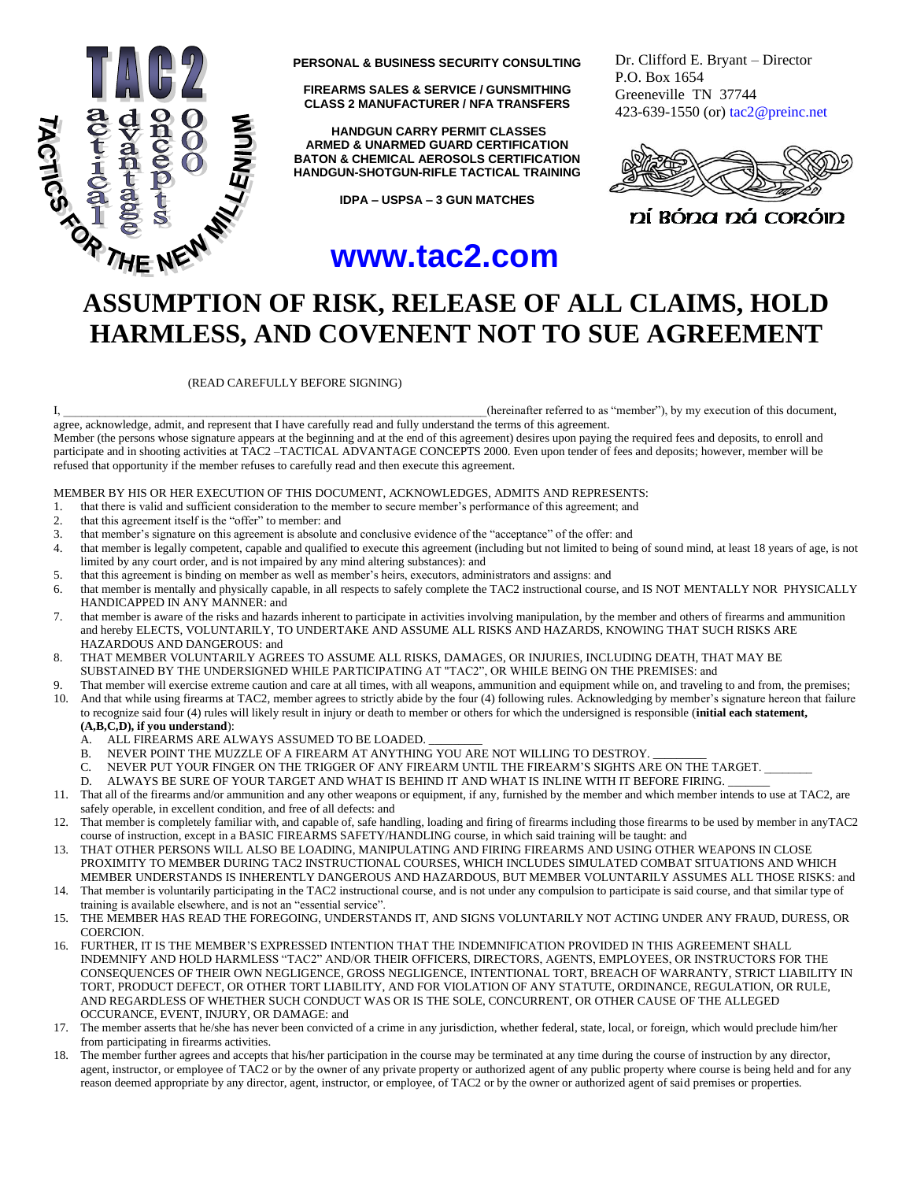PERSONAL & BUSINESS SECURITY CONSULTING

FIREARMS SALES & SERVICE / GUNSMITHING
CLASS 2 MANUFACTURER / NFA TRANSFERS

HANDGUN CARRY PERMIT CLASSES
ARMED & UNARMED GUARD CERTIFICATION
BATON & CHEMICAL AEROSOLS CERTIFICATION
HANDGUN-SHOTGUN-RIFLE TACTICAL TRAINING

IDPA – USPSA – 3 GUN MATCHES

Dr. Clifford E. Bryant – Director
P.O. Box 1654
Greeneville TN 37744
423-639-1550 (or) tac2@preinc.net

ní bóna ná coróin

**www.tac2.com**

# ASSUMPTION OF RISK, RELEASE OF ALL CLAIMS, HOLD HARMLESS, AND COVENENT NOT TO SUE AGREEMENT

(READ CAREFULLY BEFORE SIGNING)

I, ______________________________________________________________________(hereinafter referred to as "member"), by my execution of this document, agree, acknowledge, admit, and represent that I have carefully read and fully understand the terms of this agreement.

Member (the persons whose signature appears at the beginning and at the end of this agreement) desires upon paying the required fees and deposits, to enroll and participate and in shooting activities at TAC2 –TACTICAL ADVANTAGE CONCEPTS 2000. Even upon tender of fees and deposits; however, member will be refused that opportunity if the member refuses to carefully read and then execute this agreement.

MEMBER BY HIS OR HER EXECUTION OF THIS DOCUMENT, ACKNOWLEDGES, ADMITS AND REPRESENTS:

1. that there is valid and sufficient consideration to the member to secure member's performance of this agreement; and
2. that this agreement itself is the "offer" to member: and
3. that member's signature on this agreement is absolute and conclusive evidence of the "acceptance" of the offer: and
4. that member is legally competent, capable and qualified to execute this agreement (including but not limited to being of sound mind, at least 18 years of age, is not limited by any court order, and is not impaired by any mind altering substances): and
5. that this agreement is binding on member as well as member's heirs, executors, administrators and assigns: and
6. that member is mentally and physically capable, in all respects to safely complete the TAC2 instructional course, and IS NOT MENTALLY NOR PHYSICALLY HANDICAPPED IN ANY MANNER: and
7. that member is aware of the risks and hazards inherent to participate in activities involving manipulation, by the member and others of firearms and ammunition and hereby ELECTS, VOLUNTARILY, TO UNDERTAKE AND ASSUME ALL RISKS AND HAZARDS, KNOWING THAT SUCH RISKS ARE HAZARDOUS AND DANGEROUS: and
8. THAT MEMBER VOLUNTARILY AGREES TO ASSUME ALL RISKS, DAMAGES, OR INJURIES, INCLUDING DEATH, THAT MAY BE SUBSTAINED BY THE UNDERSIGNED WHILE PARTICIPATING AT "TAC2", OR WHILE BEING ON THE PREMISES: and
9. That member will exercise extreme caution and care at all times, with all weapons, ammunition and equipment while on, and traveling to and from, the premises;
10. And that while using firearms at TAC2, member agrees to strictly abide by the four (4) following rules. Acknowledging by member's signature hereon that failure to recognize said four (4) rules will likely result in injury or death to member or others for which the undersigned is responsible (**initial each statement, (A,B,C,D), if you understand**):
    A. ALL FIREARMS ARE ALWAYS ASSUMED TO BE LOADED. _________
    B. NEVER POINT THE MUZZLE OF A FIREARM AT ANYTHING YOU ARE NOT WILLING TO DESTROY. _________
    C. NEVER PUT YOUR FINGER ON THE TRIGGER OF ANY FIREARM UNTIL THE FIREARM'S SIGHTS ARE ON THE TARGET. ________
    D. ALWAYS BE SURE OF YOUR TARGET AND WHAT IS BEHIND IT AND WHAT IS INLINE WITH IT BEFORE FIRING. _______
11. That all of the firearms and/or ammunition and any other weapons or equipment, if any, furnished by the member and which member intends to use at TAC2, are safely operable, in excellent condition, and free of all defects: and
12. That member is completely familiar with, and capable of, safe handling, loading and firing of firearms including those firearms to be used by member in anyTAC2 course of instruction, except in a BASIC FIREARMS SAFETY/HANDLING course, in which said training will be taught: and
13. THAT OTHER PERSONS WILL ALSO BE LOADING, MANIPULATING AND FIRING FIREARMS AND USING OTHER WEAPONS IN CLOSE PROXIMITY TO MEMBER DURING TAC2 INSTRUCTIONAL COURSES, WHICH INCLUDES SIMULATED COMBAT SITUATIONS AND WHICH MEMBER UNDERSTANDS IS INHERENTLY DANGEROUS AND HAZARDOUS, BUT MEMBER VOLUNTARILY ASSUMES ALL THOSE RISKS: and
14. That member is voluntarily participating in the TAC2 instructional course, and is not under any compulsion to participate is said course, and that similar type of training is available elsewhere, and is not an "essential service".
15. THE MEMBER HAS READ THE FOREGOING, UNDERSTANDS IT, AND SIGNS VOLUNTARILY NOT ACTING UNDER ANY FRAUD, DURESS, OR COERCION.
16. FURTHER, IT IS THE MEMBER'S EXPRESSED INTENTION THAT THE INDEMNIFICATION PROVIDED IN THIS AGREEMENT SHALL INDEMNIFY AND HOLD HARMLESS "TAC2" AND/OR THEIR OFFICERS, DIRECTORS, AGENTS, EMPLOYEES, OR INSTRUCTORS FOR THE CONSEQUENCES OF THEIR OWN NEGLIGENCE, GROSS NEGLIGENCE, INTENTIONAL TORT, BREACH OF WARRANTY, STRICT LIABILITY IN TORT, PRODUCT DEFECT, OR OTHER TORT LIABILITY, AND FOR VIOLATION OF ANY STATUTE, ORDINANCE, REGULATION, OR RULE, AND REGARDLESS OF WHETHER SUCH CONDUCT WAS OR IS THE SOLE, CONCURRENT, OR OTHER CAUSE OF THE ALLEGED OCCURANCE, EVENT, INJURY, OR DAMAGE: and
17. The member asserts that he/she has never been convicted of a crime in any jurisdiction, whether federal, state, local, or foreign, which would preclude him/her from participating in firearms activities.
18. The member further agrees and accepts that his/her participation in the course may be terminated at any time during the course of instruction by any director, agent, instructor, or employee of TAC2 or by the owner of any private property or authorized agent of any public property where course is being held and for any reason deemed appropriate by any director, agent, instructor, or employee, of TAC2 or by the owner or authorized agent of said premises or properties.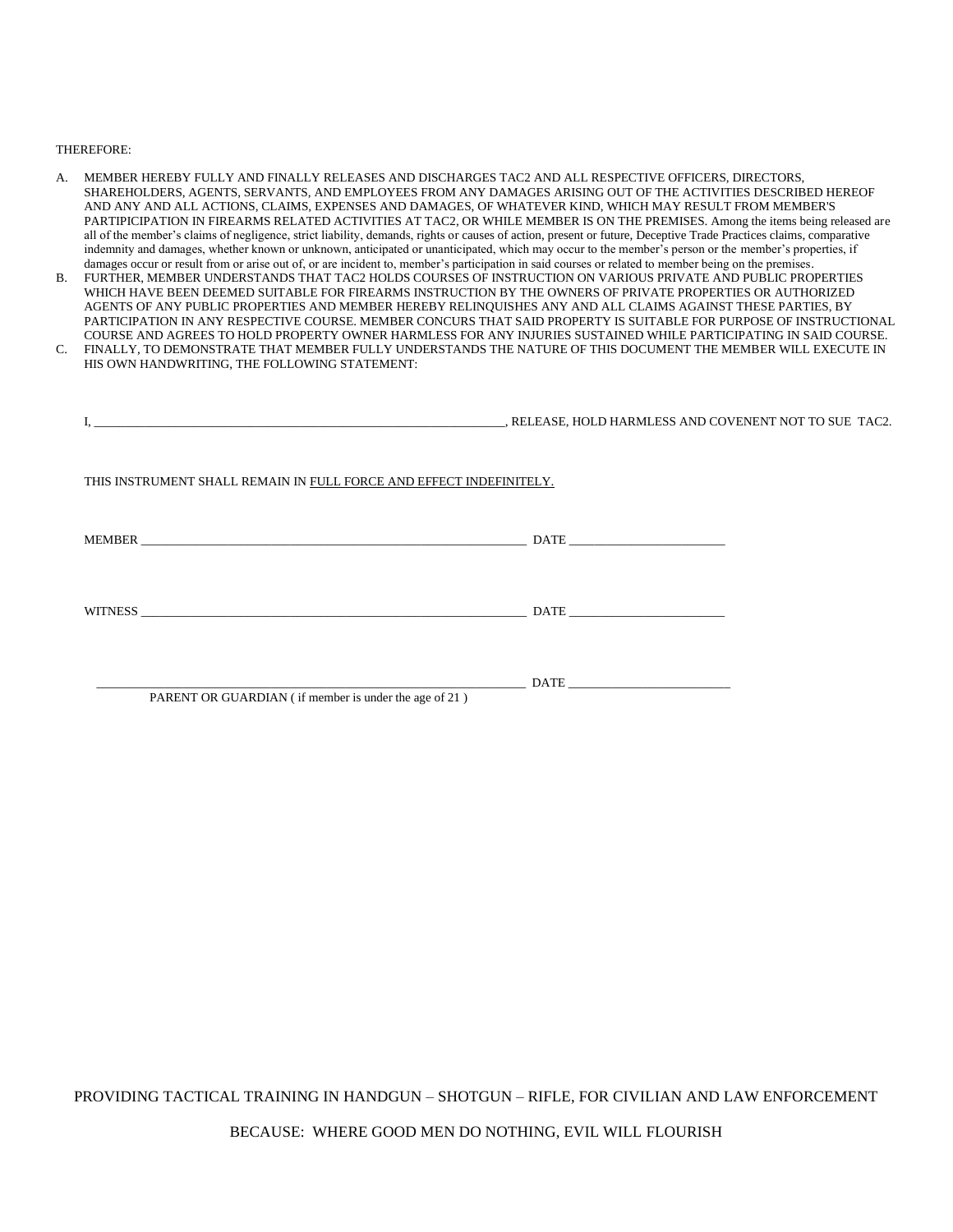THEREFORE:

A. MEMBER HEREBY FULLY AND FINALLY RELEASES AND DISCHARGES TAC2 AND ALL RESPECTIVE OFFICERS, DIRECTORS, SHAREHOLDERS, AGENTS, SERVANTS, AND EMPLOYEES FROM ANY DAMAGES ARISING OUT OF THE ACTIVITIES DESCRIBED HEREOF AND ANY AND ALL ACTIONS, CLAIMS, EXPENSES AND DAMAGES, OF WHATEVER KIND, WHICH MAY RESULT FROM MEMBER'S PARTIPICIPATION IN FIREARMS RELATED ACTIVITIES AT TAC2, OR WHILE MEMBER IS ON THE PREMISES. Among the items being released are all of the member's claims of negligence, strict liability, demands, rights or causes of action, present or future, Deceptive Trade Practices claims, comparative indemnity and damages, whether known or unknown, anticipated or unanticipated, which may occur to the member's person or the member's properties, if damages occur or result from or arise out of, or are incident to, member's participation in said courses or related to member being on the premises.
B. FURTHER, MEMBER UNDERSTANDS THAT TAC2 HOLDS COURSES OF INSTRUCTION ON VARIOUS PRIVATE AND PUBLIC PROPERTIES WHICH HAVE BEEN DEEMED SUITABLE FOR FIREARMS INSTRUCTION BY THE OWNERS OF PRIVATE PROPERTIES OR AUTHORIZED AGENTS OF ANY PUBLIC PROPERTIES AND MEMBER HEREBY RELINQUISHES ANY AND ALL CLAIMS AGAINST THESE PARTIES, BY PARTICIPATION IN ANY RESPECTIVE COURSE. MEMBER CONCURS THAT SAID PROPERTY IS SUITABLE FOR PURPOSE OF INSTRUCTIONAL COURSE AND AGREES TO HOLD PROPERTY OWNER HARMLESS FOR ANY INJURIES SUSTAINED WHILE PARTICIPATING IN SAID COURSE.
C. FINALLY, TO DEMONSTRATE THAT MEMBER FULLY UNDERSTANDS THE NATURE OF THIS DOCUMENT THE MEMBER WILL EXECUTE IN HIS OWN HANDWRITING, THE FOLLOWING STATEMENT:

I, ____________________________________________________________________, RELEASE, HOLD HARMLESS AND COVENENT NOT TO SUE TAC2.

THIS INSTRUMENT SHALL REMAIN IN <u>FULL FORCE AND EFFECT INDEFINITELY.</u>

MEMBER ________________________________________________________________ DATE ________________________

WITNESS ________________________________________________________________ DATE ________________________

____________________________________________________________________ DATE __________________________
PARENT OR GUARDIAN ( if member is under the age of 21 )

PROVIDING TACTICAL TRAINING IN HANDGUN – SHOTGUN – RIFLE, FOR CIVILIAN AND LAW ENFORCEMENT

BECAUSE: WHERE GOOD MEN DO NOTHING, EVIL WILL FLOURISH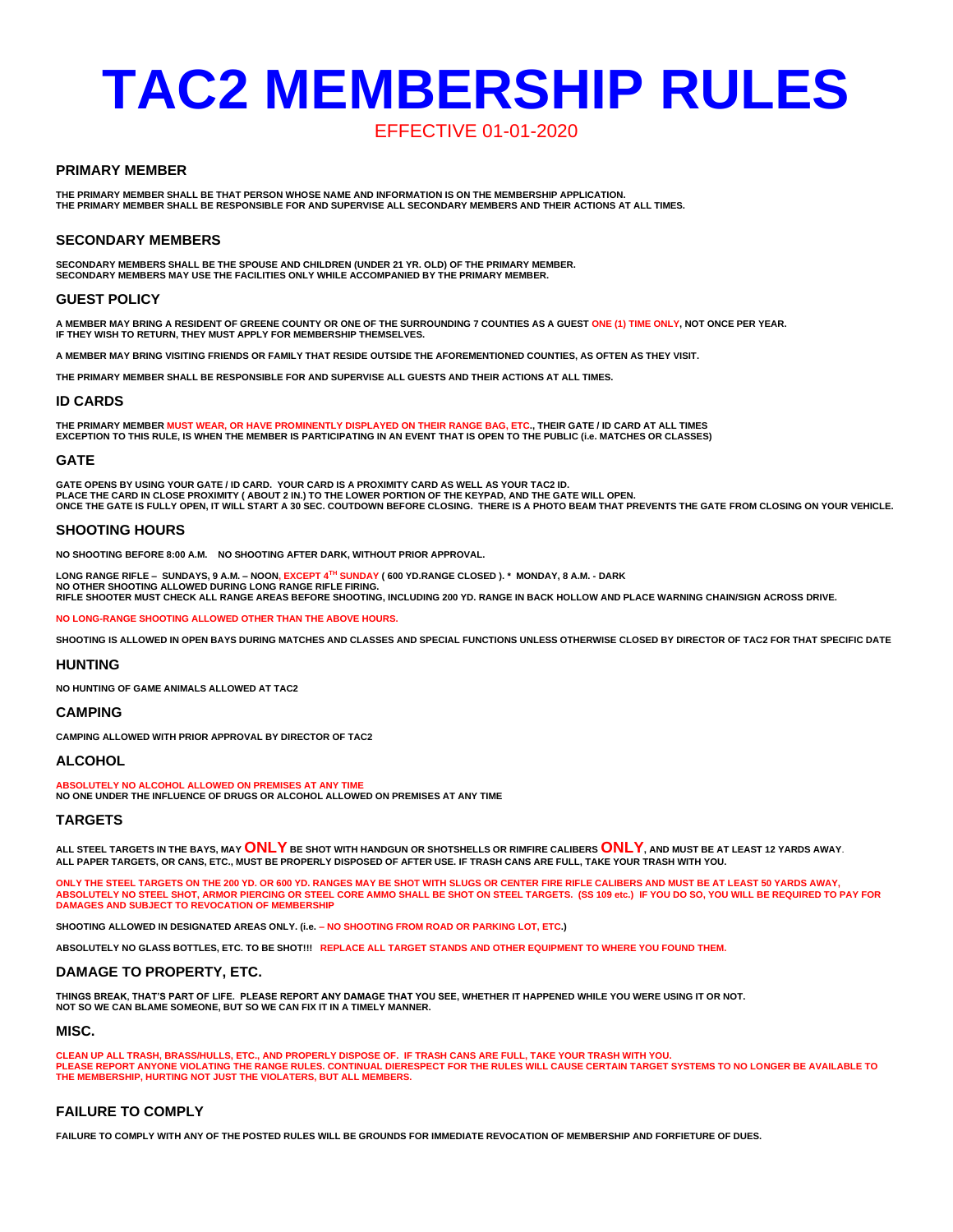# TAC2 MEMBERSHIP RULES

EFFECTIVE 01-01-2020

## PRIMARY MEMBER

THE PRIMARY MEMBER SHALL BE THAT PERSON WHOSE NAME AND INFORMATION IS ON THE MEMBERSHIP APPLICATION.
THE PRIMARY MEMBER SHALL BE RESPONSIBLE FOR AND SUPERVISE ALL SECONDARY MEMBERS AND THEIR ACTIONS AT ALL TIMES.

## SECONDARY MEMBERS

SECONDARY MEMBERS SHALL BE THE SPOUSE AND CHILDREN (UNDER 21 YR. OLD) OF THE PRIMARY MEMBER.
SECONDARY MEMBERS MAY USE THE FACILITIES ONLY WHILE ACCOMPANIED BY THE PRIMARY MEMBER.

## GUEST POLICY

A MEMBER MAY BRING A RESIDENT OF GREENE COUNTY OR ONE OF THE SURROUNDING 7 COUNTIES AS A GUEST ONE (1) TIME ONLY, NOT ONCE PER YEAR.
IF THEY WISH TO RETURN, THEY MUST APPLY FOR MEMBERSHIP THEMSELVES.

A MEMBER MAY BRING VISITING FRIENDS OR FAMILY THAT RESIDE OUTSIDE THE AFOREMENTIONED COUNTIES, AS OFTEN AS THEY VISIT.

THE PRIMARY MEMBER SHALL BE RESPONSIBLE FOR AND SUPERVISE ALL GUESTS AND THEIR ACTIONS AT ALL TIMES.

## ID CARDS

THE PRIMARY MEMBER MUST WEAR, OR HAVE PROMINENTLY DISPLAYED ON THEIR RANGE BAG, ETC., THEIR GATE / ID CARD AT ALL TIMES
EXCEPTION TO THIS RULE, IS WHEN THE MEMBER IS PARTICIPATING IN AN EVENT THAT IS OPEN TO THE PUBLIC (i.e. MATCHES OR CLASSES)

## GATE

GATE OPENS BY USING YOUR GATE / ID CARD. YOUR CARD IS A PROXIMITY CARD AS WELL AS YOUR TAC2 ID.
PLACE THE CARD IN CLOSE PROXIMITY ( ABOUT 2 IN.) TO THE LOWER PORTION OF THE KEYPAD, AND THE GATE WILL OPEN.
ONCE THE GATE IS FULLY OPEN, IT WILL START A 30 SEC. COUTDOWN BEFORE CLOSING. THERE IS A PHOTO BEAM THAT PREVENTS THE GATE FROM CLOSING ON YOUR VEHICLE.

## SHOOTING HOURS

NO SHOOTING BEFORE 8:00 A.M. NO SHOOTING AFTER DARK, WITHOUT PRIOR APPROVAL.

LONG RANGE RIFLE – SUNDAYS, 9 A.M. – NOON, EXCEPT 4TH SUNDAY ( 600 YD.RANGE CLOSED ). * MONDAY, 8 A.M. - DARK
NO OTHER SHOOTING ALLOWED DURING LONG RANGE RIFLE FIRING.
RIFLE SHOOTER MUST CHECK ALL RANGE AREAS BEFORE SHOOTING, INCLUDING 200 YD. RANGE IN BACK HOLLOW AND PLACE WARNING CHAIN/SIGN ACROSS DRIVE.

NO LONG-RANGE SHOOTING ALLOWED OTHER THAN THE ABOVE HOURS.

SHOOTING IS ALLOWED IN OPEN BAYS DURING MATCHES AND CLASSES AND SPECIAL FUNCTIONS UNLESS OTHERWISE CLOSED BY DIRECTOR OF TAC2 FOR THAT SPECIFIC DATE

## HUNTING

NO HUNTING OF GAME ANIMALS ALLOWED AT TAC2

## CAMPING

CAMPING ALLOWED WITH PRIOR APPROVAL BY DIRECTOR OF TAC2

## ALCOHOL

ABSOLUTELY NO ALCOHOL ALLOWED ON PREMISES AT ANY TIME
NO ONE UNDER THE INFLUENCE OF DRUGS OR ALCOHOL ALLOWED ON PREMISES AT ANY TIME

## TARGETS

ALL STEEL TARGETS IN THE BAYS, MAY **ONLY** BE SHOT WITH HANDGUN OR SHOTSHELLS OR RIMFIRE CALIBERS **ONLY**, AND MUST BE AT LEAST 12 YARDS AWAY.
ALL PAPER TARGETS, OR CANS, ETC., MUST BE PROPERLY DISPOSED OF AFTER USE. IF TRASH CANS ARE FULL, TAKE YOUR TRASH WITH YOU.

ONLY THE STEEL TARGETS ON THE 200 YD. OR 600 YD. RANGES MAY BE SHOT WITH SLUGS OR CENTER FIRE RIFLE CALIBERS AND MUST BE AT LEAST 50 YARDS AWAY, ABSOLUTELY NO STEEL SHOT, ARMOR PIERCING OR STEEL CORE AMMO SHALL BE SHOT ON STEEL TARGETS. (SS 109 etc.) IF YOU DO SO, YOU WILL BE REQUIRED TO PAY FOR DAMAGES AND SUBJECT TO REVOCATION OF MEMBERSHIP

SHOOTING ALLOWED IN DESIGNATED AREAS ONLY. (i.e. – NO SHOOTING FROM ROAD OR PARKING LOT, ETC.)

ABSOLUTELY NO GLASS BOTTLES, ETC. TO BE SHOT!!! REPLACE ALL TARGET STANDS AND OTHER EQUIPMENT TO WHERE YOU FOUND THEM.

## DAMAGE TO PROPERTY, ETC.

THINGS BREAK, THAT'S PART OF LIFE. PLEASE REPORT ANY DAMAGE THAT YOU SEE, WHETHER IT HAPPENED WHILE YOU WERE USING IT OR NOT.
NOT SO WE CAN BLAME SOMEONE, BUT SO WE CAN FIX IT IN A TIMELY MANNER.

## MISC.

CLEAN UP ALL TRASH, BRASS/HULLS, ETC., AND PROPERLY DISPOSE OF. IF TRASH CANS ARE FULL, TAKE YOUR TRASH WITH YOU.
PLEASE REPORT ANYONE VIOLATING THE RANGE RULES. CONTINUAL DIERESPECT FOR THE RULES WILL CAUSE CERTAIN TARGET SYSTEMS TO NO LONGER BE AVAILABLE TO THE MEMBERSHIP, HURTING NOT JUST THE VIOLATERS, BUT ALL MEMBERS.

## FAILURE TO COMPLY

FAILURE TO COMPLY WITH ANY OF THE POSTED RULES WILL BE GROUNDS FOR IMMEDIATE REVOCATION OF MEMBERSHIP AND FORFIETURE OF DUES.